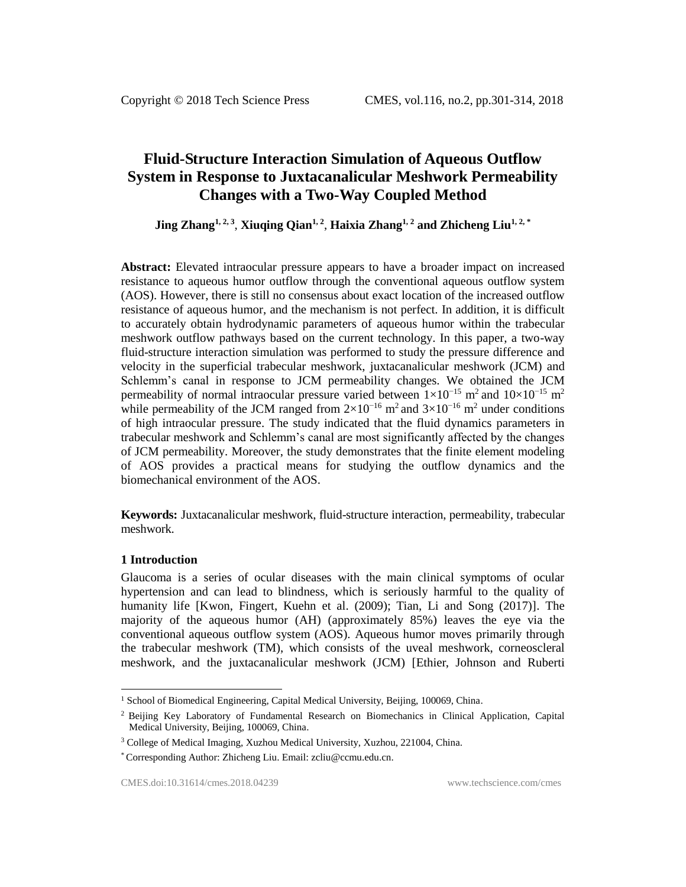# Fluid-Structure Interaction Simulation of Aqueous Outflow System in Response to Juxtacanalicular Meshwork Permeability Changes with a Two-Way Coupled Method

**Jing Zhang[1, 2, 3], Xiuqing Qian[1, 2], Haixia Zhang[1, 2] and Zhicheng Liu[1, 2, *]**

**Abstract:** Elevated intraocular pressure appears to have a broader impact on increased resistance to aqueous humor outflow through the conventional aqueous outflow system (AOS). However, there is still no consensus about exact location of the increased outflow resistance of aqueous humor, and the mechanism is not perfect. In addition, it is difficult to accurately obtain hydrodynamic parameters of aqueous humor within the trabecular meshwork outflow pathways based on the current technology. In this paper, a two-way fluid-structure interaction simulation was performed to study the pressure difference and velocity in the superficial trabecular meshwork, juxtacanalicular meshwork (JCM) and Schlemm's canal in response to JCM permeability changes. We obtained the JCM permeability of normal intraocular pressure varied between $1\times10^{-15}$ m$^2$ and $10\times10^{-15}$ m$^2$ while permeability of the JCM ranged from $2\times10^{-16}$ m$^2$ and $3\times10^{-16}$ m$^2$ under conditions of high intraocular pressure. The study indicated that the fluid dynamics parameters in trabecular meshwork and Schlemm's canal are most significantly affected by the changes of JCM permeability. Moreover, the study demonstrates that the finite element modeling of AOS provides a practical means for studying the outflow dynamics and the biomechanical environment of the AOS.

**Keywords:** Juxtacanalicular meshwork, fluid-structure interaction, permeability, trabecular meshwork.

## 1 Introduction

Glaucoma is a series of ocular diseases with the main clinical symptoms of ocular hypertension and can lead to blindness, which is seriously harmful to the quality of humanity life [Kwon, Fingert, Kuehn et al. (2009); Tian, Li and Song (2017)]. The majority of the aqueous humor (AH) (approximately 85%) leaves the eye via the conventional aqueous outflow system (AOS). Aqueous humor moves primarily through the trabecular meshwork (TM), which consists of the uveal meshwork, corneoscleral meshwork, and the juxtacanalicular meshwork (JCM) [Ethier, Johnson and Ruberti

---

[1] School of Biomedical Engineering, Capital Medical University, Beijing, 100069, China.

[2] Beijing Key Laboratory of Fundamental Research on Biomechanics in Clinical Application, Capital Medical University, Beijing, 100069, China.

[3] College of Medical Imaging, Xuzhou Medical University, Xuzhou, 221004, China.

[*] Corresponding Author: Zhicheng Liu. Email: zcliu@ccmu.edu.cn.

CMES.doi:10.31614/cmes.2018.04239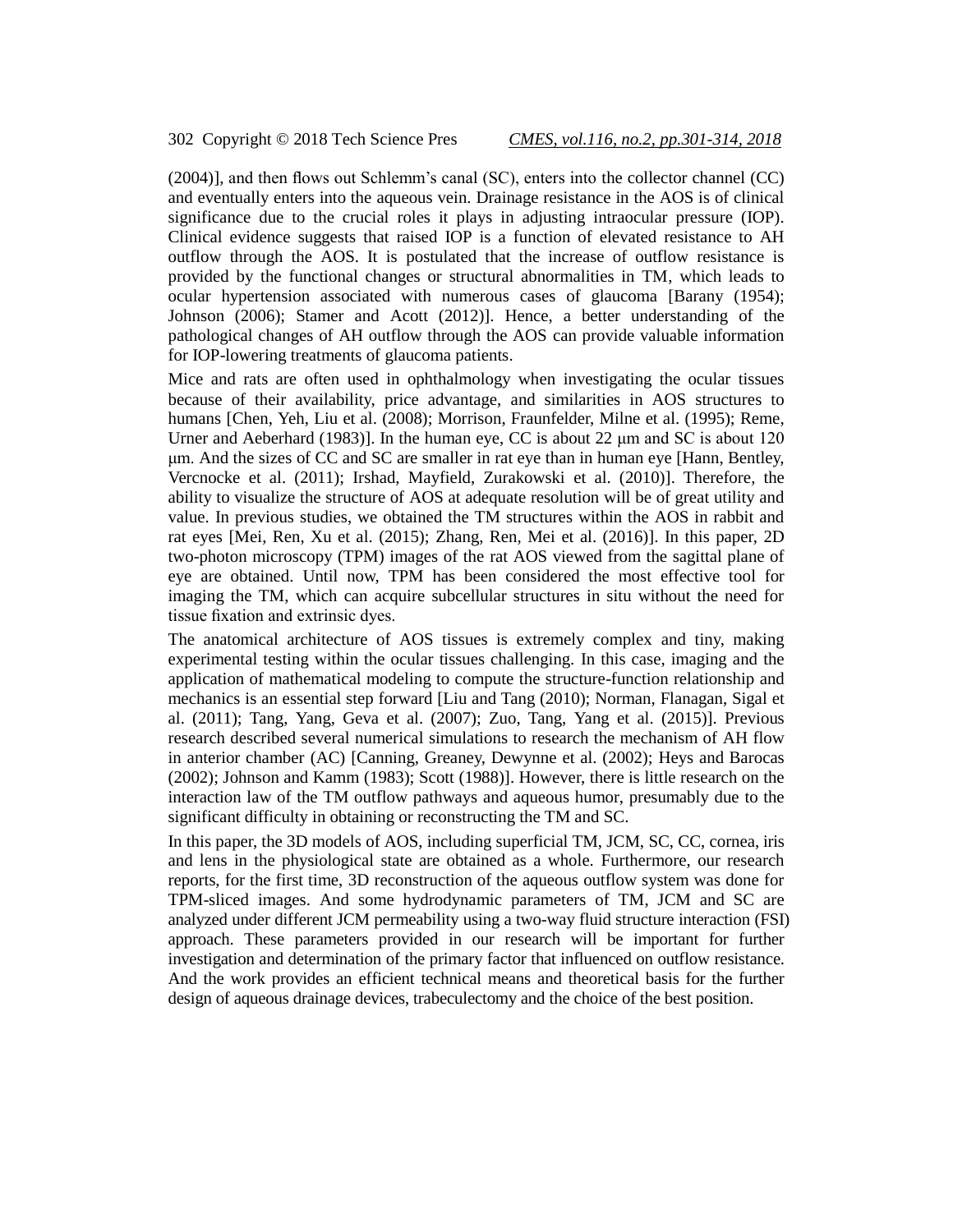(2004)], and then flows out Schlemm's canal (SC), enters into the collector channel (CC) and eventually enters into the aqueous vein. Drainage resistance in the AOS is of clinical significance due to the crucial roles it plays in adjusting intraocular pressure (IOP). Clinical evidence suggests that raised IOP is a function of elevated resistance to AH outflow through the AOS. It is postulated that the increase of outflow resistance is provided by the functional changes or structural abnormalities in TM, which leads to ocular hypertension associated with numerous cases of glaucoma [Barany (1954); Johnson (2006); Stamer and Acott (2012)]. Hence, a better understanding of the pathological changes of AH outflow through the AOS can provide valuable information for IOP-lowering treatments of glaucoma patients.

Mice and rats are often used in ophthalmology when investigating the ocular tissues because of their availability, price advantage, and similarities in AOS structures to humans [Chen, Yeh, Liu et al. (2008); Morrison, Fraunfelder, Milne et al. (1995); Reme, Urner and Aeberhard (1983)]. In the human eye, CC is about 22 μm and SC is about 120 μm. And the sizes of CC and SC are smaller in rat eye than in human eye [Hann, Bentley, Vercnocke et al. (2011); Irshad, Mayfield, Zurakowski et al. (2010)]. Therefore, the ability to visualize the structure of AOS at adequate resolution will be of great utility and value. In previous studies, we obtained the TM structures within the AOS in rabbit and rat eyes [Mei, Ren, Xu et al. (2015); Zhang, Ren, Mei et al. (2016)]. In this paper, 2D two-photon microscopy (TPM) images of the rat AOS viewed from the sagittal plane of eye are obtained. Until now, TPM has been considered the most effective tool for imaging the TM, which can acquire subcellular structures in situ without the need for tissue fixation and extrinsic dyes.

The anatomical architecture of AOS tissues is extremely complex and tiny, making experimental testing within the ocular tissues challenging. In this case, imaging and the application of mathematical modeling to compute the structure-function relationship and mechanics is an essential step forward [Liu and Tang (2010); Norman, Flanagan, Sigal et al. (2011); Tang, Yang, Geva et al. (2007); Zuo, Tang, Yang et al. (2015)]. Previous research described several numerical simulations to research the mechanism of AH flow in anterior chamber (AC) [Canning, Greaney, Dewynne et al. (2002); Heys and Barocas (2002); Johnson and Kamm (1983); Scott (1988)]. However, there is little research on the interaction law of the TM outflow pathways and aqueous humor, presumably due to the significant difficulty in obtaining or reconstructing the TM and SC.

In this paper, the 3D models of AOS, including superficial TM, JCM, SC, CC, cornea, iris and lens in the physiological state are obtained as a whole. Furthermore, our research reports, for the first time, 3D reconstruction of the aqueous outflow system was done for TPM-sliced images. And some hydrodynamic parameters of TM, JCM and SC are analyzed under different JCM permeability using a two-way fluid structure interaction (FSI) approach. These parameters provided in our research will be important for further investigation and determination of the primary factor that influenced on outflow resistance. And the work provides an efficient technical means and theoretical basis for the further design of aqueous drainage devices, trabeculectomy and the choice of the best position.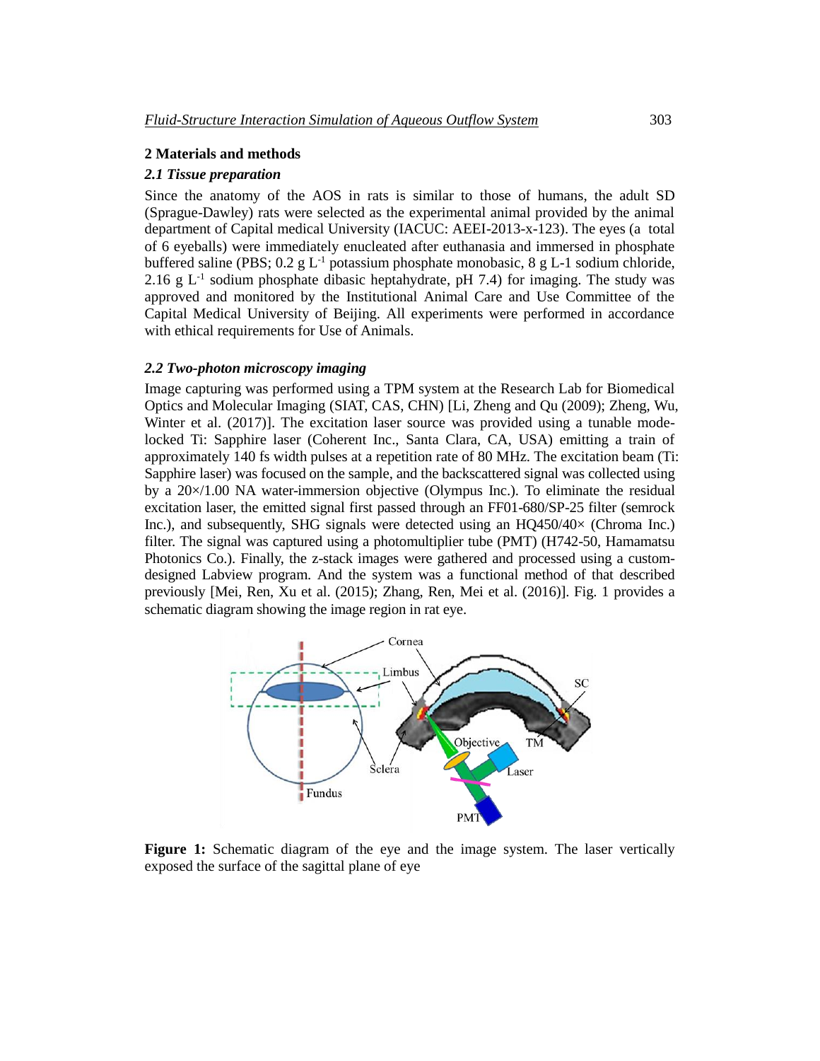## 2 Materials and methods

### *2.1 Tissue preparation*

Since the anatomy of the AOS in rats is similar to those of humans, the adult SD (Sprague-Dawley) rats were selected as the experimental animal provided by the animal department of Capital medical University (IACUC: AEEI-2013-x-123). The eyes (a total of 6 eyeballs) were immediately enucleated after euthanasia and immersed in phosphate buffered saline (PBS; 0.2 g $L^{-1}$ potassium phosphate monobasic, 8 g L-1 sodium chloride, 2.16 g $L^{-1}$ sodium phosphate dibasic heptahydrate, pH 7.4) for imaging. The study was approved and monitored by the Institutional Animal Care and Use Committee of the Capital Medical University of Beijing. All experiments were performed in accordance with ethical requirements for Use of Animals.

### *2.2 Two-photon microscopy imaging*

Image capturing was performed using a TPM system at the Research Lab for Biomedical Optics and Molecular Imaging (SIAT, CAS, CHN) [Li, Zheng and Qu (2009); Zheng, Wu, Winter et al. (2017)]. The excitation laser source was provided using a tunable mode-locked Ti: Sapphire laser (Coherent Inc., Santa Clara, CA, USA) emitting a train of approximately 140 fs width pulses at a repetition rate of 80 MHz. The excitation beam (Ti: Sapphire laser) was focused on the sample, and the backscattered signal was collected using by a 20×/1.00 NA water-immersion objective (Olympus Inc.). To eliminate the residual excitation laser, the emitted signal first passed through an FF01-680/SP-25 filter (semrock Inc.), and subsequently, SHG signals were detected using an HQ450/40× (Chroma Inc.) filter. The signal was captured using a photomultiplier tube (PMT) (H742-50, Hamamatsu Photonics Co.). Finally, the z-stack images were gathered and processed using a custom-designed Labview program. And the system was a functional method of that described previously [Mei, Ren, Xu et al. (2015); Zhang, Ren, Mei et al. (2016)]. Fig. 1 provides a schematic diagram showing the image region in rat eye.

**Figure 1:** Schematic diagram of the eye and the image system. The laser vertically exposed the surface of the sagittal plane of eye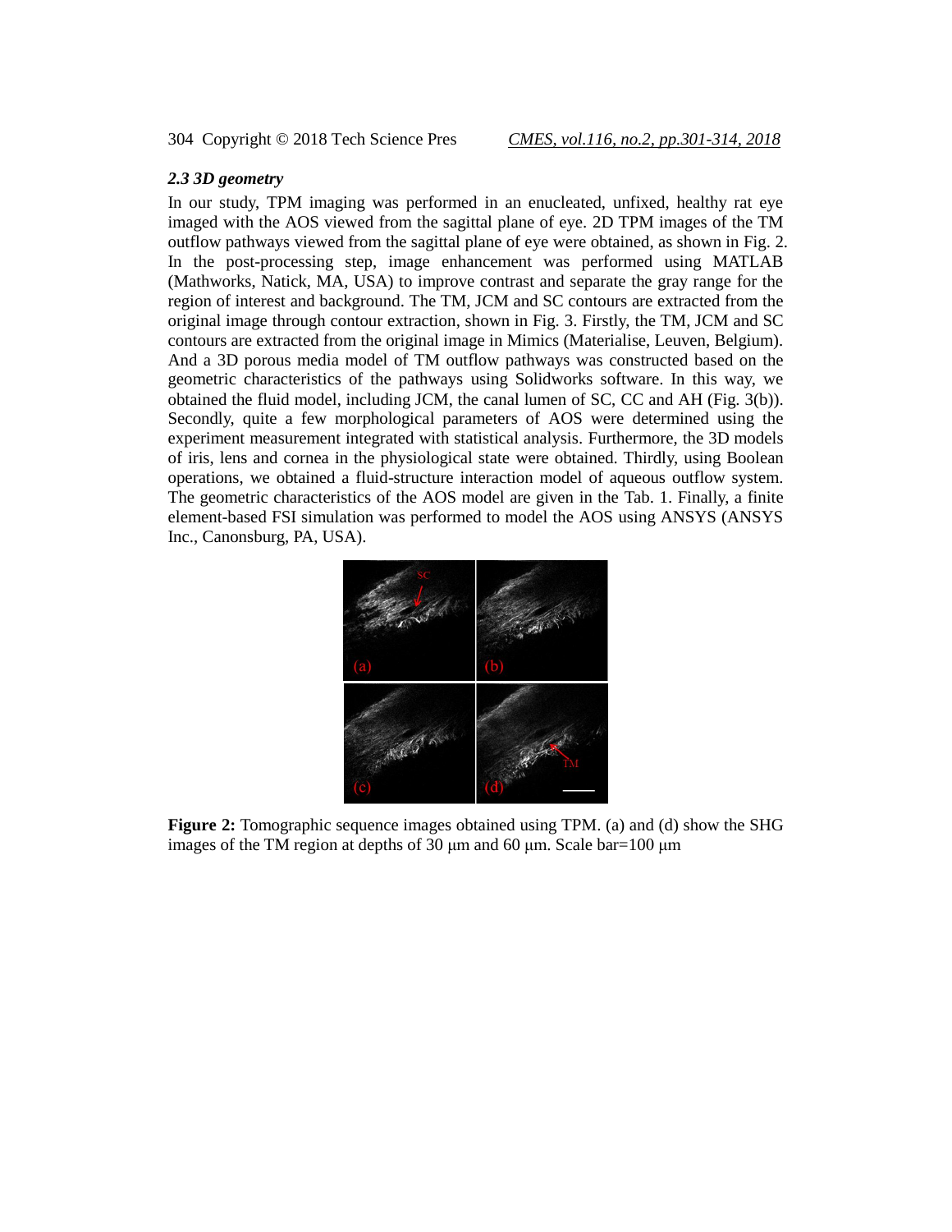### *2.3 3D geometry*

In our study, TPM imaging was performed in an enucleated, unfixed, healthy rat eye imaged with the AOS viewed from the sagittal plane of eye. 2D TPM images of the TM outflow pathways viewed from the sagittal plane of eye were obtained, as shown in Fig. 2. In the post-processing step, image enhancement was performed using MATLAB (Mathworks, Natick, MA, USA) to improve contrast and separate the gray range for the region of interest and background. The TM, JCM and SC contours are extracted from the original image through contour extraction, shown in Fig. 3. Firstly, the TM, JCM and SC contours are extracted from the original image in Mimics (Materialise, Leuven, Belgium). And a 3D porous media model of TM outflow pathways was constructed based on the geometric characteristics of the pathways using Solidworks software. In this way, we obtained the fluid model, including JCM, the canal lumen of SC, CC and AH (Fig. 3(b)). Secondly, quite a few morphological parameters of AOS were determined using the experiment measurement integrated with statistical analysis. Furthermore, the 3D models of iris, lens and cornea in the physiological state were obtained. Thirdly, using Boolean operations, we obtained a fluid-structure interaction model of aqueous outflow system. The geometric characteristics of the AOS model are given in the Tab. 1. Finally, a finite element-based FSI simulation was performed to model the AOS using ANSYS (ANSYS Inc., Canonsburg, PA, USA).

**Figure 2:** Tomographic sequence images obtained using TPM. (a) and (d) show the SHG images of the TM region at depths of 30 μm and 60 μm. Scale bar=100 μm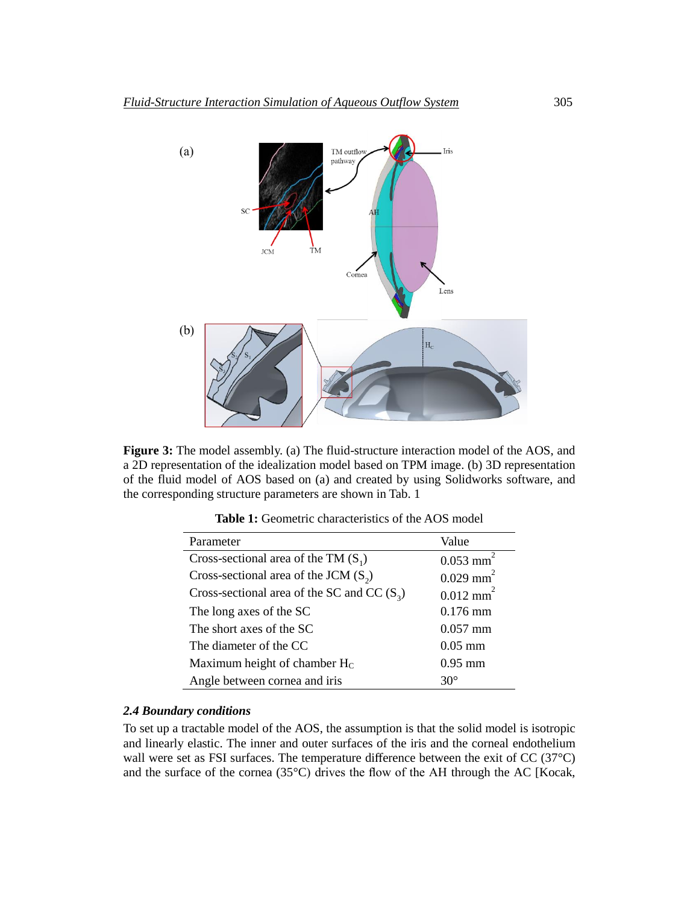**Figure 3:** The model assembly. (a) The fluid-structure interaction model of the AOS, and a 2D representation of the idealization model based on TPM image. (b) 3D representation of the fluid model of AOS based on (a) and created by using Solidworks software, and the corresponding structure parameters are shown in Tab. 1

**Table 1:** Geometric characteristics of the AOS model

| Parameter | Value |
|---|---|
| Cross-sectional area of the TM ($S_1$) | 0.053 $mm^2$ |
| Cross-sectional area of the JCM ($S_2$) | 0.029 $mm^2$ |
| Cross-sectional area of the SC and CC ($S_3$) | 0.012 $mm^2$ |
| The long axes of the SC | 0.176 mm |
| The short axes of the SC | 0.057 mm |
| The diameter of the CC | 0.05 mm |
| Maximum height of chamber $H_C$ | 0.95 mm |
| Angle between cornea and iris | 30° |

### *2.4 Boundary conditions*

To set up a tractable model of the AOS, the assumption is that the solid model is isotropic and linearly elastic. The inner and outer surfaces of the iris and the corneal endothelium wall were set as FSI surfaces. The temperature difference between the exit of CC (37°C) and the surface of the cornea (35°C) drives the flow of the AH through the AC [Kocak,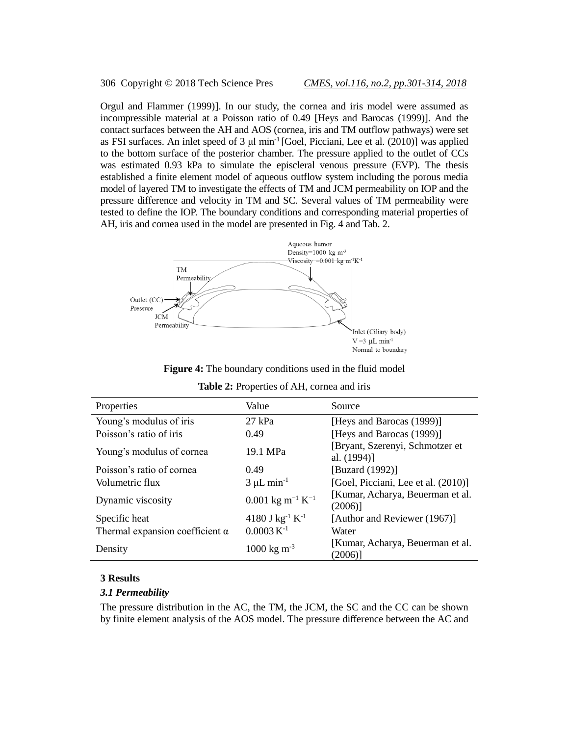Orgul and Flammer (1999)]. In our study, the cornea and iris model were assumed as incompressible material at a Poisson ratio of 0.49 [Heys and Barocas (1999)]. And the contact surfaces between the AH and AOS (cornea, iris and TM outflow pathways) were set as FSI surfaces. An inlet speed of 3 μl min$^{-1}$ [Goel, Picciani, Lee et al. (2010)] was applied to the bottom surface of the posterior chamber. The pressure applied to the outlet of CCs was estimated 0.93 kPa to simulate the episcleral venous pressure (EVP). The thesis established a finite element model of aqueous outflow system including the porous media model of layered TM to investigate the effects of TM and JCM permeability on IOP and the pressure difference and velocity in TM and SC. Several values of TM permeability were tested to define the IOP. The boundary conditions and corresponding material properties of AH, iris and cornea used in the model are presented in Fig. 4 and Tab. 2.

Aqueous humor
Density=1000 kg m$^{-3}$
Viscosity =0.001 kg m$^{-1}$K$^{-1}$

TM
Permeability

Outlet (CC)
Pressure

JCM
Permeability

Inlet (Ciliary body)
V =3 μL min$^{-1}$
Normal to boundary

**Figure 4:** The boundary conditions used in the fluid model

**Table 2:** Properties of AH, cornea and iris

| Properties | Value | Source |
|---|---|---|
| Young's modulus of iris | 27 kPa | [Heys and Barocas (1999)] |
| Poisson's ratio of iris | 0.49 | [Heys and Barocas (1999)] |
| Young's modulus of cornea | 19.1 MPa | [Bryant, Szerenyi, Schmotzer et al. (1994)] |
| Poisson's ratio of cornea | 0.49 | [Buzard (1992)] |
| Volumetric flux | 3 μL min$^{-1}$ | [Goel, Picciani, Lee et al. (2010)] |
| Dynamic viscosity | 0.001 kg m$^{-1}$ K$^{-1}$ | [Kumar, Acharya, Beuerman et al. (2006)] |
| Specific heat | 4180 J kg$^{-1}$ K$^{-1}$ | [Author and Reviewer (1967)] |
| Thermal expansion coefficient α | 0.0003 K$^{-1}$ | Water |
| Density | 1000 kg m$^{-3}$ | [Kumar, Acharya, Beuerman et al. (2006)] |

## 3 Results

### *3.1 Permeability*

The pressure distribution in the AC, the TM, the JCM, the SC and the CC can be shown by finite element analysis of the AOS model. The pressure difference between the AC and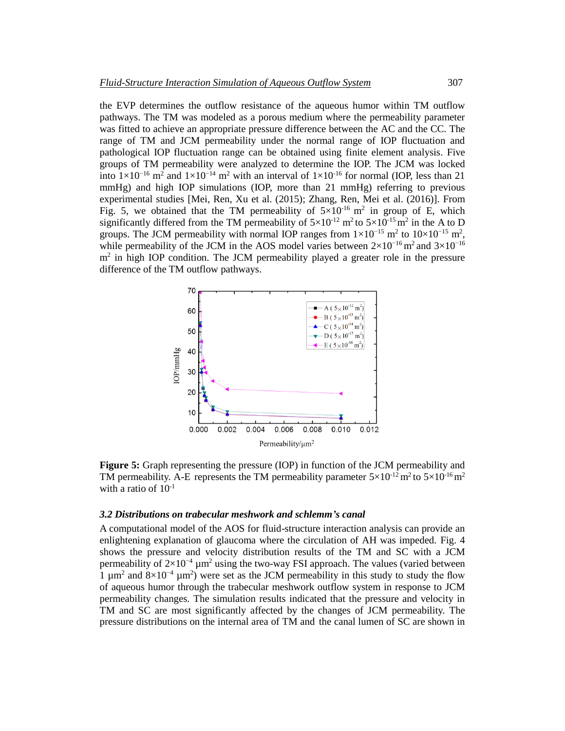the EVP determines the outflow resistance of the aqueous humor within TM outflow pathways. The TM was modeled as a porous medium where the permeability parameter was fitted to achieve an appropriate pressure difference between the AC and the CC. The range of TM and JCM permeability under the normal range of IOP fluctuation and pathological IOP fluctuation range can be obtained using finite element analysis. Five groups of TM permeability were analyzed to determine the IOP. The JCM was locked into $1\times10^{-16}$ m$^2$ and $1\times10^{-14}$ m$^2$ with an interval of $1\times10^{-16}$ for normal (IOP, less than 21 mmHg) and high IOP simulations (IOP, more than 21 mmHg) referring to previous experimental studies [Mei, Ren, Xu et al. (2015); Zhang, Ren, Mei et al. (2016)]. From Fig. 5, we obtained that the TM permeability of $5\times10^{-16}$ m$^2$ in group of E, which significantly differed from the TM permeability of $5\times10^{-12}$ m$^2$ to $5\times10^{-15}$ m$^2$ in the A to D groups. The JCM permeability with normal IOP ranges from $1\times10^{-15}$ m$^2$ to $10\times10^{-15}$ m$^2$, while permeability of the JCM in the AOS model varies between $2\times10^{-16}$ m$^2$ and $3\times10^{-16}$ m$^2$ in high IOP condition. The JCM permeability played a greater role in the pressure difference of the TM outflow pathways.

**Figure 5:** Graph representing the pressure (IOP) in function of the JCM permeability and TM permeability. A-E represents the TM permeability parameter $5\times10^{-12}$ m$^2$ to $5\times10^{-16}$ m$^2$ with a ratio of $10^{-1}$

### *3.2 Distributions on trabecular meshwork and schlemm's canal*

A computational model of the AOS for fluid-structure interaction analysis can provide an enlightening explanation of glaucoma where the circulation of AH was impeded. Fig. 4 shows the pressure and velocity distribution results of the TM and SC with a JCM permeability of $2\times10^{-4}$ μm$^2$ using the two-way FSI approach. The values (varied between 1 μm$^2$ and $8\times10^{-4}$ μm$^2$) were set as the JCM permeability in this study to study the flow of aqueous humor through the trabecular meshwork outflow system in response to JCM permeability changes. The simulation results indicated that the pressure and velocity in TM and SC are most significantly affected by the changes of JCM permeability. The pressure distributions on the internal area of TM and the canal lumen of SC are shown in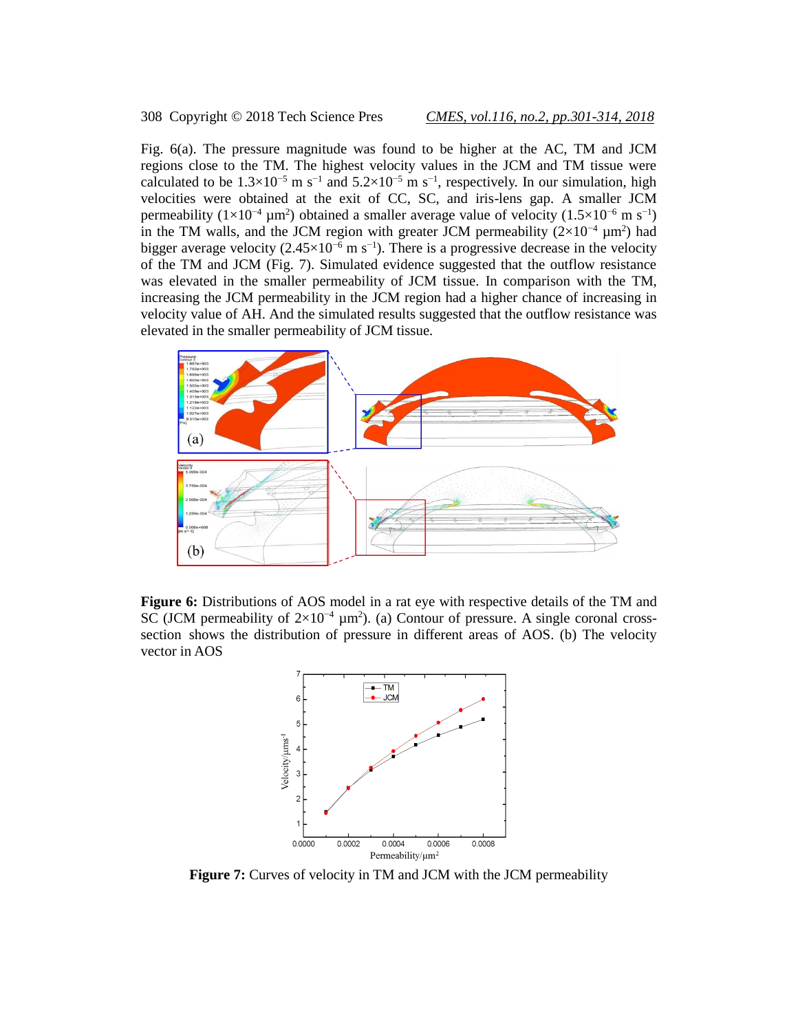Fig. 6(a). The pressure magnitude was found to be higher at the AC, TM and JCM regions close to the TM. The highest velocity values in the JCM and TM tissue were calculated to be $1.3\times10^{-5}$ m $s^{-1}$ and $5.2\times10^{-5}$ m $s^{-1}$, respectively. In our simulation, high velocities were obtained at the exit of CC, SC, and iris-lens gap. A smaller JCM permeability ($1\times10^{-4}$ $\mu m^2$) obtained a smaller average value of velocity ($1.5\times10^{-6}$ m $s^{-1}$) in the TM walls, and the JCM region with greater JCM permeability ($2\times10^{-4}$ $\mu m^2$) had bigger average velocity ($2.45\times10^{-6}$ m $s^{-1}$). There is a progressive decrease in the velocity of the TM and JCM (Fig. 7). Simulated evidence suggested that the outflow resistance was elevated in the smaller permeability of JCM tissue. In comparison with the TM, increasing the JCM permeability in the JCM region had a higher chance of increasing in velocity value of AH. And the simulated results suggested that the outflow resistance was elevated in the smaller permeability of JCM tissue.

**Figure 6:** Distributions of AOS model in a rat eye with respective details of the TM and SC (JCM permeability of $2\times10^{-4}$ $\mu m^2$). (a) Contour of pressure. A single coronal cross-section shows the distribution of pressure in different areas of AOS. (b) The velocity vector in AOS

**Figure 7:** Curves of velocity in TM and JCM with the JCM permeability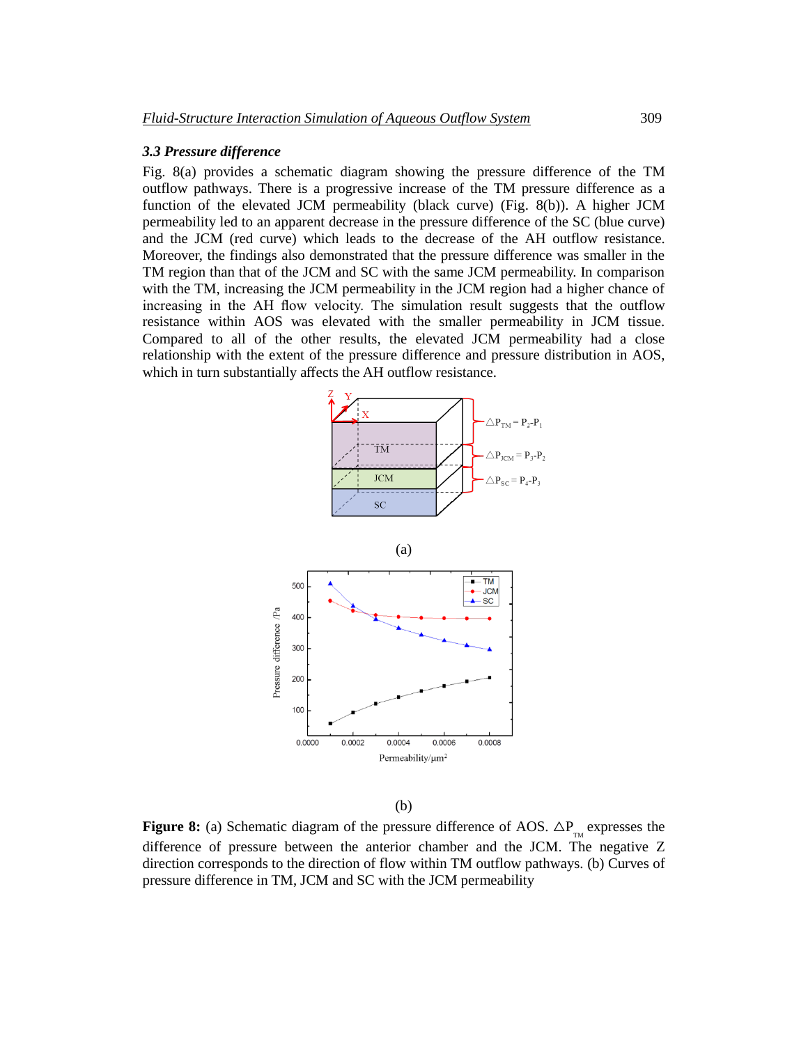### *3.3 Pressure difference*

Fig. 8(a) provides a schematic diagram showing the pressure difference of the TM outflow pathways. There is a progressive increase of the TM pressure difference as a function of the elevated JCM permeability (black curve) (Fig. 8(b)). A higher JCM permeability led to an apparent decrease in the pressure difference of the SC (blue curve) and the JCM (red curve) which leads to the decrease of the AH outflow resistance. Moreover, the findings also demonstrated that the pressure difference was smaller in the TM region than that of the JCM and SC with the same JCM permeability. In comparison with the TM, increasing the JCM permeability in the JCM region had a higher chance of increasing in the AH flow velocity. The simulation result suggests that the outflow resistance within AOS was elevated with the smaller permeability in JCM tissue. Compared to all of the other results, the elevated JCM permeability had a close relationship with the extent of the pressure difference and pressure distribution in AOS, which in turn substantially affects the AH outflow resistance.

(a)

(b)

**Figure 8:** (a) Schematic diagram of the pressure difference of AOS. $\triangle P_{TM}$ expresses the difference of pressure between the anterior chamber and the JCM. The negative Z direction corresponds to the direction of flow within TM outflow pathways. (b) Curves of pressure difference in TM, JCM and SC with the JCM permeability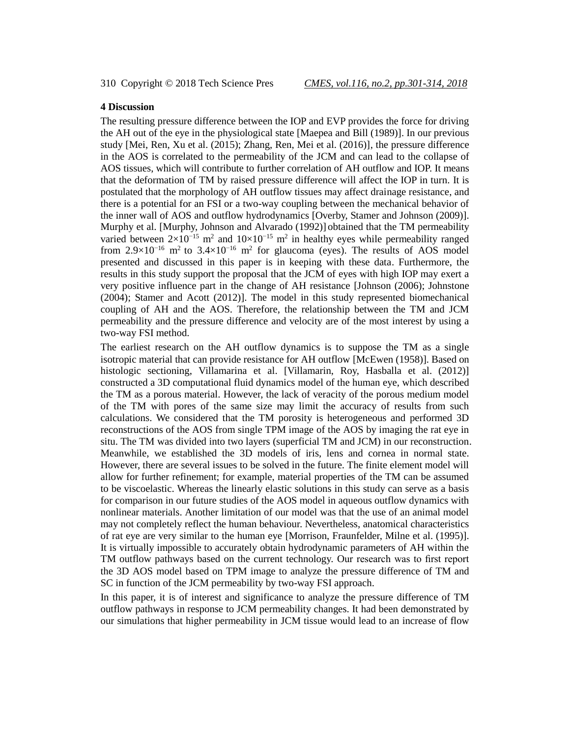## 4 Discussion

The resulting pressure difference between the IOP and EVP provides the force for driving the AH out of the eye in the physiological state [Maepea and Bill (1989)]. In our previous study [Mei, Ren, Xu et al. (2015); Zhang, Ren, Mei et al. (2016)], the pressure difference in the AOS is correlated to the permeability of the JCM and can lead to the collapse of AOS tissues, which will contribute to further correlation of AH outflow and IOP. It means that the deformation of TM by raised pressure difference will affect the IOP in turn. It is postulated that the morphology of AH outflow tissues may affect drainage resistance, and there is a potential for an FSI or a two-way coupling between the mechanical behavior of the inner wall of AOS and outflow hydrodynamics [Overby, Stamer and Johnson (2009)]. Murphy et al. [Murphy, Johnson and Alvarado (1992)] obtained that the TM permeability varied between $2\times10^{-15}$ m$^2$ and $10\times10^{-15}$ m$^2$ in healthy eyes while permeability ranged from $2.9\times10^{-16}$ m$^2$ to $3.4\times10^{-16}$ m$^2$ for glaucoma (eyes). The results of AOS model presented and discussed in this paper is in keeping with these data. Furthermore, the results in this study support the proposal that the JCM of eyes with high IOP may exert a very positive influence part in the change of AH resistance [Johnson (2006); Johnstone (2004); Stamer and Acott (2012)]. The model in this study represented biomechanical coupling of AH and the AOS. Therefore, the relationship between the TM and JCM permeability and the pressure difference and velocity are of the most interest by using a two-way FSI method.

The earliest research on the AH outflow dynamics is to suppose the TM as a single isotropic material that can provide resistance for AH outflow [McEwen (1958)]. Based on histologic sectioning, Villamarina et al. [Villamarin, Roy, Hasballa et al. (2012)] constructed a 3D computational fluid dynamics model of the human eye, which described the TM as a porous material. However, the lack of veracity of the porous medium model of the TM with pores of the same size may limit the accuracy of results from such calculations. We considered that the TM porosity is heterogeneous and performed 3D reconstructions of the AOS from single TPM image of the AOS by imaging the rat eye in situ. The TM was divided into two layers (superficial TM and JCM) in our reconstruction. Meanwhile, we established the 3D models of iris, lens and cornea in normal state. However, there are several issues to be solved in the future. The finite element model will allow for further refinement; for example, material properties of the TM can be assumed to be viscoelastic. Whereas the linearly elastic solutions in this study can serve as a basis for comparison in our future studies of the AOS model in aqueous outflow dynamics with nonlinear materials. Another limitation of our model was that the use of an animal model may not completely reflect the human behaviour. Nevertheless, anatomical characteristics of rat eye are very similar to the human eye [Morrison, Fraunfelder, Milne et al. (1995)]. It is virtually impossible to accurately obtain hydrodynamic parameters of AH within the TM outflow pathways based on the current technology. Our research was to first report the 3D AOS model based on TPM image to analyze the pressure difference of TM and SC in function of the JCM permeability by two-way FSI approach.

In this paper, it is of interest and significance to analyze the pressure difference of TM outflow pathways in response to JCM permeability changes. It had been demonstrated by our simulations that higher permeability in JCM tissue would lead to an increase of flow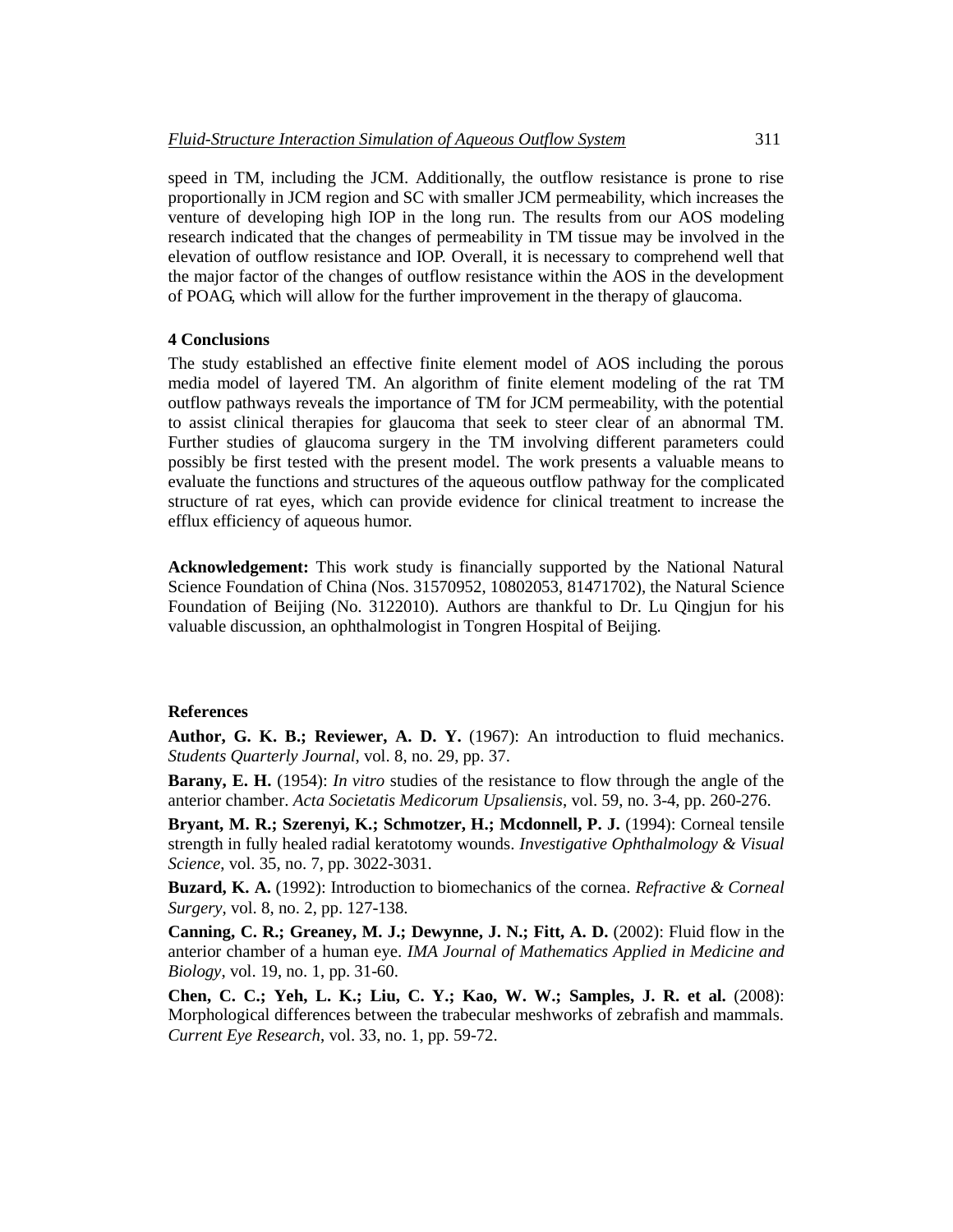speed in TM, including the JCM. Additionally, the outflow resistance is prone to rise proportionally in JCM region and SC with smaller JCM permeability, which increases the venture of developing high IOP in the long run. The results from our AOS modeling research indicated that the changes of permeability in TM tissue may be involved in the elevation of outflow resistance and IOP. Overall, it is necessary to comprehend well that the major factor of the changes of outflow resistance within the AOS in the development of POAG, which will allow for the further improvement in the therapy of glaucoma.

## 4 Conclusions

The study established an effective finite element model of AOS including the porous media model of layered TM. An algorithm of finite element modeling of the rat TM outflow pathways reveals the importance of TM for JCM permeability, with the potential to assist clinical therapies for glaucoma that seek to steer clear of an abnormal TM. Further studies of glaucoma surgery in the TM involving different parameters could possibly be first tested with the present model. The work presents a valuable means to evaluate the functions and structures of the aqueous outflow pathway for the complicated structure of rat eyes, which can provide evidence for clinical treatment to increase the efflux efficiency of aqueous humor.

**Acknowledgement:** This work study is financially supported by the National Natural Science Foundation of China (Nos. 31570952, 10802053, 81471702), the Natural Science Foundation of Beijing (No. 3122010). Authors are thankful to Dr. Lu Qingjun for his valuable discussion, an ophthalmologist in Tongren Hospital of Beijing.

## References

**Author, G. K. B.; Reviewer, A. D. Y.** (1967): An introduction to fluid mechanics. *Students Quarterly Journal*, vol. 8, no. 29, pp. 37.

**Barany, E. H.** (1954): *In vitro* studies of the resistance to flow through the angle of the anterior chamber. *Acta Societatis Medicorum Upsaliensis*, vol. 59, no. 3-4, pp. 260-276.

**Bryant, M. R.; Szerenyi, K.; Schmotzer, H.; Mcdonnell, P. J.** (1994): Corneal tensile strength in fully healed radial keratotomy wounds. *Investigative Ophthalmology & Visual Science*, vol. 35, no. 7, pp. 3022-3031.

**Buzard, K. A.** (1992): Introduction to biomechanics of the cornea. *Refractive & Corneal Surgery*, vol. 8, no. 2, pp. 127-138.

**Canning, C. R.; Greaney, M. J.; Dewynne, J. N.; Fitt, A. D.** (2002): Fluid flow in the anterior chamber of a human eye. *IMA Journal of Mathematics Applied in Medicine and Biology*, vol. 19, no. 1, pp. 31-60.

**Chen, C. C.; Yeh, L. K.; Liu, C. Y.; Kao, W. W.; Samples, J. R. et al.** (2008): Morphological differences between the trabecular meshworks of zebrafish and mammals. *Current Eye Research*, vol. 33, no. 1, pp. 59-72.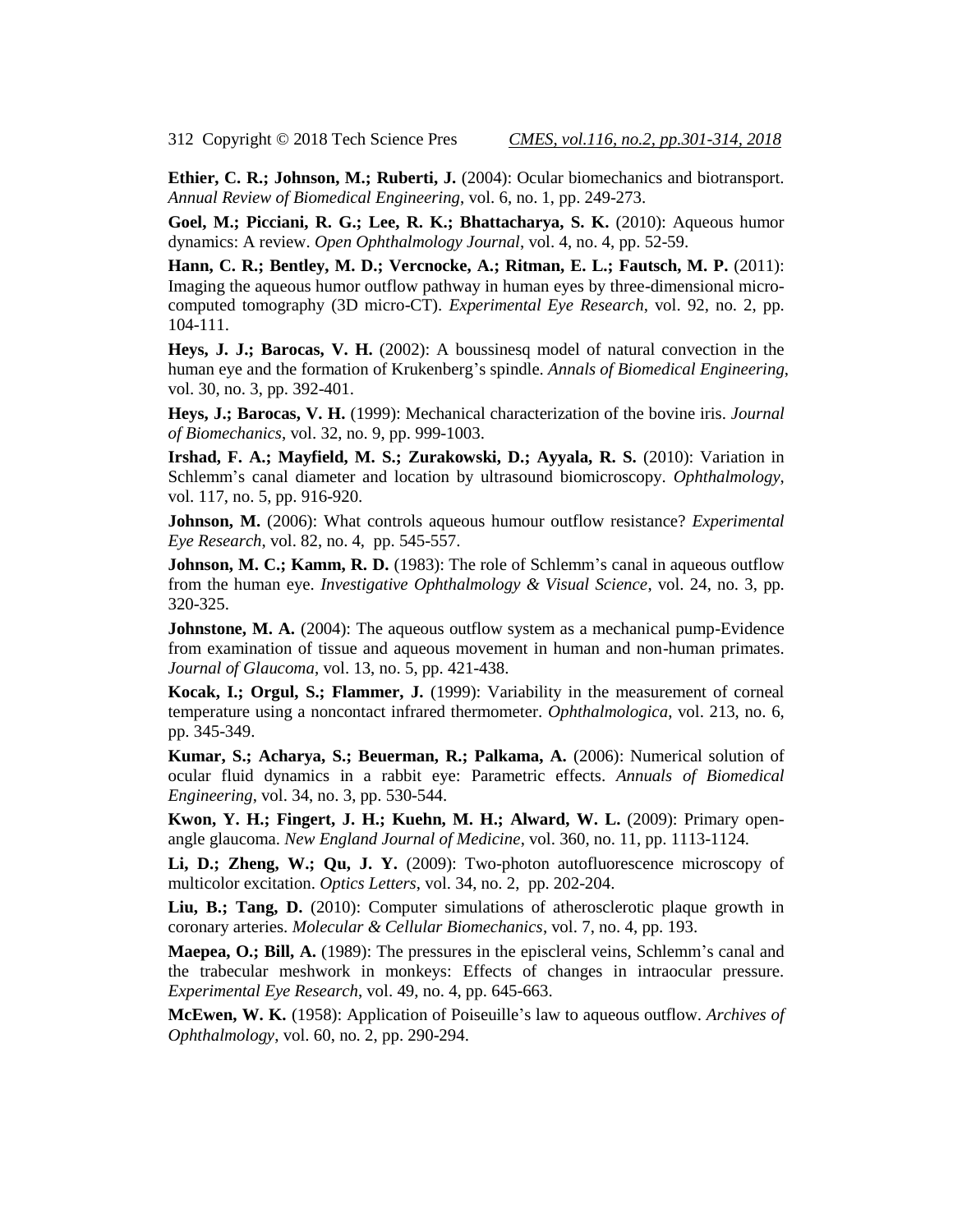**Ethier, C. R.; Johnson, M.; Ruberti, J.** (2004): Ocular biomechanics and biotransport. *Annual Review of Biomedical Engineering*, vol. 6, no. 1, pp. 249-273.

**Goel, M.; Picciani, R. G.; Lee, R. K.; Bhattacharya, S. K.** (2010): Aqueous humor dynamics: A review. *Open Ophthalmology Journal*, vol. 4, no. 4, pp. 52-59.

**Hann, C. R.; Bentley, M. D.; Vercnocke, A.; Ritman, E. L.; Fautsch, M. P.** (2011): Imaging the aqueous humor outflow pathway in human eyes by three-dimensional micro-computed tomography (3D micro-CT). *Experimental Eye Research*, vol. 92, no. 2, pp. 104-111.

**Heys, J. J.; Barocas, V. H.** (2002): A boussinesq model of natural convection in the human eye and the formation of Krukenberg's spindle. *Annals of Biomedical Engineering*, vol. 30, no. 3, pp. 392-401.

**Heys, J.; Barocas, V. H.** (1999): Mechanical characterization of the bovine iris. *Journal of Biomechanics*, vol. 32, no. 9, pp. 999-1003.

**Irshad, F. A.; Mayfield, M. S.; Zurakowski, D.; Ayyala, R. S.** (2010): Variation in Schlemm's canal diameter and location by ultrasound biomicroscopy. *Ophthalmology*, vol. 117, no. 5, pp. 916-920.

**Johnson, M.** (2006): What controls aqueous humour outflow resistance? *Experimental Eye Research*, vol. 82, no. 4, pp. 545-557.

**Johnson, M. C.; Kamm, R. D.** (1983): The role of Schlemm's canal in aqueous outflow from the human eye. *Investigative Ophthalmology & Visual Science*, vol. 24, no. 3, pp. 320-325.

**Johnstone, M. A.** (2004): The aqueous outflow system as a mechanical pump-Evidence from examination of tissue and aqueous movement in human and non-human primates. *Journal of Glaucoma*, vol. 13, no. 5, pp. 421-438.

**Kocak, I.; Orgul, S.; Flammer, J.** (1999): Variability in the measurement of corneal temperature using a noncontact infrared thermometer. *Ophthalmologica*, vol. 213, no. 6, pp. 345-349.

**Kumar, S.; Acharya, S.; Beuerman, R.; Palkama, A.** (2006): Numerical solution of ocular fluid dynamics in a rabbit eye: Parametric effects. *Annuals of Biomedical Engineering*, vol. 34, no. 3, pp. 530-544.

**Kwon, Y. H.; Fingert, J. H.; Kuehn, M. H.; Alward, W. L.** (2009): Primary open-angle glaucoma. *New England Journal of Medicine*, vol. 360, no. 11, pp. 1113-1124.

**Li, D.; Zheng, W.; Qu, J. Y.** (2009): Two-photon autofluorescence microscopy of multicolor excitation. *Optics Letters*, vol. 34, no. 2, pp. 202-204.

**Liu, B.; Tang, D.** (2010): Computer simulations of atherosclerotic plaque growth in coronary arteries. *Molecular & Cellular Biomechanics*, vol. 7, no. 4, pp. 193.

**Maepea, O.; Bill, A.** (1989): The pressures in the episcleral veins, Schlemm's canal and the trabecular meshwork in monkeys: Effects of changes in intraocular pressure. *Experimental Eye Research*, vol. 49, no. 4, pp. 645-663.

**McEwen, W. K.** (1958): Application of Poiseuille's law to aqueous outflow. *Archives of Ophthalmology*, vol. 60, no. 2, pp. 290-294.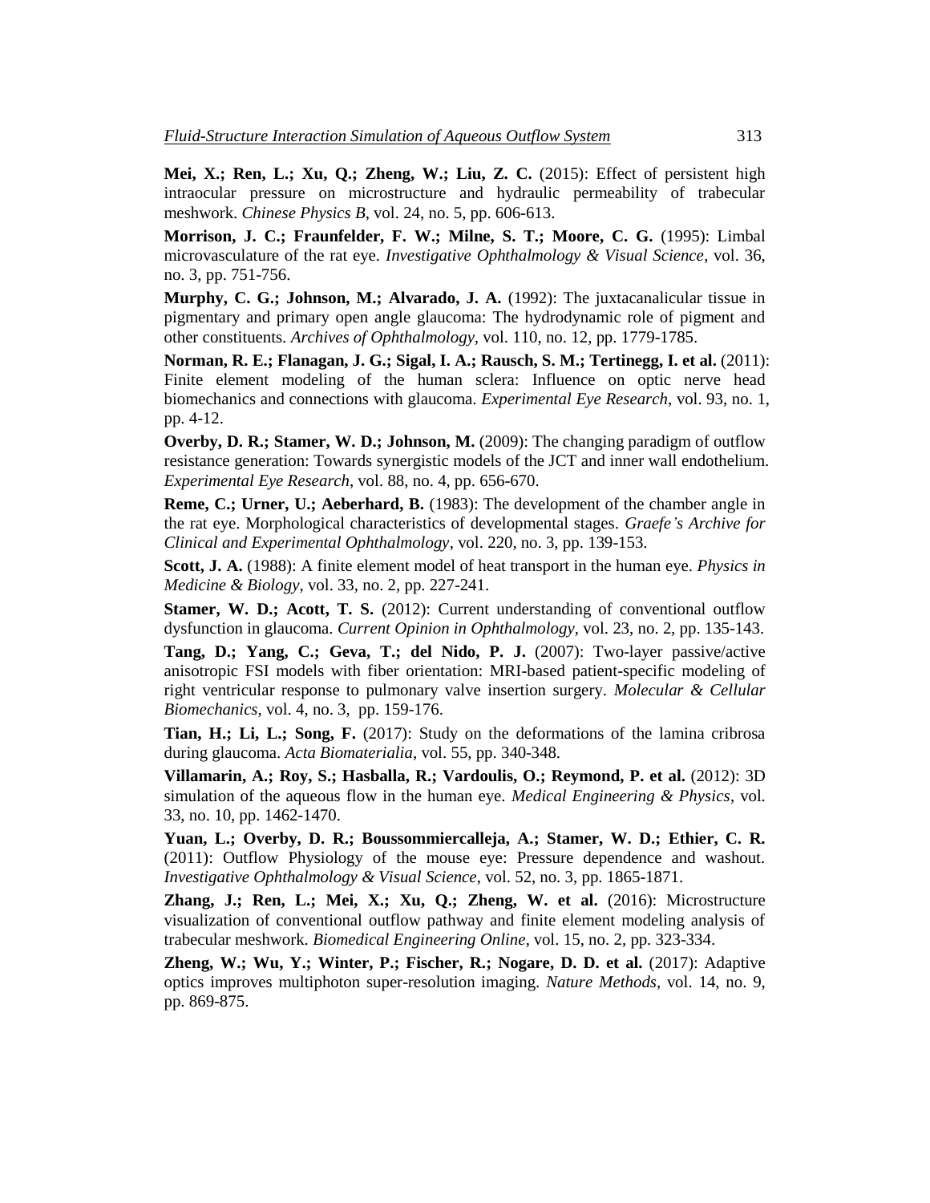**Mei, X.; Ren, L.; Xu, Q.; Zheng, W.; Liu, Z. C.** (2015): Effect of persistent high intraocular pressure on microstructure and hydraulic permeability of trabecular meshwork. *Chinese Physics B*, vol. 24, no. 5, pp. 606-613.

**Morrison, J. C.; Fraunfelder, F. W.; Milne, S. T.; Moore, C. G.** (1995): Limbal microvasculature of the rat eye. *Investigative Ophthalmology & Visual Science*, vol. 36, no. 3, pp. 751-756.

**Murphy, C. G.; Johnson, M.; Alvarado, J. A.** (1992): The juxtacanalicular tissue in pigmentary and primary open angle glaucoma: The hydrodynamic role of pigment and other constituents. *Archives of Ophthalmology*, vol. 110, no. 12, pp. 1779-1785.

**Norman, R. E.; Flanagan, J. G.; Sigal, I. A.; Rausch, S. M.; Tertinegg, I. et al.** (2011): Finite element modeling of the human sclera: Influence on optic nerve head biomechanics and connections with glaucoma. *Experimental Eye Research*, vol. 93, no. 1, pp. 4-12.

**Overby, D. R.; Stamer, W. D.; Johnson, M.** (2009): The changing paradigm of outflow resistance generation: Towards synergistic models of the JCT and inner wall endothelium. *Experimental Eye Research*, vol. 88, no. 4, pp. 656-670.

**Reme, C.; Urner, U.; Aeberhard, B.** (1983): The development of the chamber angle in the rat eye. Morphological characteristics of developmental stages. *Graefe's Archive for Clinical and Experimental Ophthalmology*, vol. 220, no. 3, pp. 139-153.

**Scott, J. A.** (1988): A finite element model of heat transport in the human eye. *Physics in Medicine & Biology*, vol. 33, no. 2, pp. 227-241.

**Stamer, W. D.; Acott, T. S.** (2012): Current understanding of conventional outflow dysfunction in glaucoma. *Current Opinion in Ophthalmology*, vol. 23, no. 2, pp. 135-143.

**Tang, D.; Yang, C.; Geva, T.; del Nido, P. J.** (2007): Two-layer passive/active anisotropic FSI models with fiber orientation: MRI-based patient-specific modeling of right ventricular response to pulmonary valve insertion surgery. *Molecular & Cellular Biomechanics*, vol. 4, no. 3, pp. 159-176.

**Tian, H.; Li, L.; Song, F.** (2017): Study on the deformations of the lamina cribrosa during glaucoma. *Acta Biomaterialia*, vol. 55, pp. 340-348.

**Villamarin, A.; Roy, S.; Hasballa, R.; Vardoulis, O.; Reymond, P. et al.** (2012): 3D simulation of the aqueous flow in the human eye. *Medical Engineering & Physics*, vol. 33, no. 10, pp. 1462-1470.

**Yuan, L.; Overby, D. R.; Boussommiercalleja, A.; Stamer, W. D.; Ethier, C. R.** (2011): Outflow Physiology of the mouse eye: Pressure dependence and washout. *Investigative Ophthalmology & Visual Science*, vol. 52, no. 3, pp. 1865-1871.

**Zhang, J.; Ren, L.; Mei, X.; Xu, Q.; Zheng, W. et al.** (2016): Microstructure visualization of conventional outflow pathway and finite element modeling analysis of trabecular meshwork. *Biomedical Engineering Online*, vol. 15, no. 2, pp. 323-334.

**Zheng, W.; Wu, Y.; Winter, P.; Fischer, R.; Nogare, D. D. et al.** (2017): Adaptive optics improves multiphoton super-resolution imaging. *Nature Methods*, vol. 14, no. 9, pp. 869-875.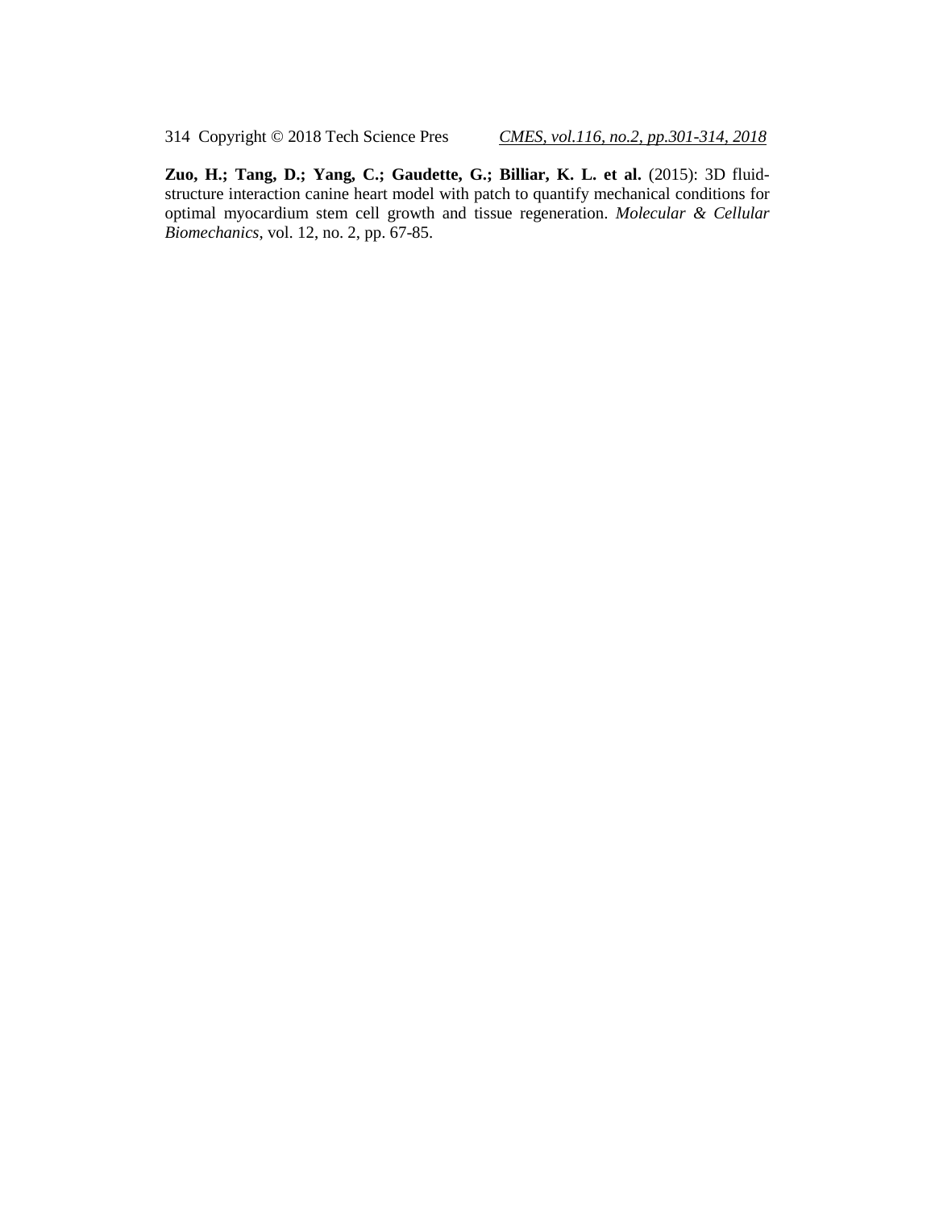**Zuo, H.; Tang, D.; Yang, C.; Gaudette, G.; Billiar, K. L. et al.** (2015): 3D fluid-structure interaction canine heart model with patch to quantify mechanical conditions for optimal myocardium stem cell growth and tissue regeneration. *Molecular & Cellular Biomechanics*, vol. 12, no. 2, pp. 67-85.